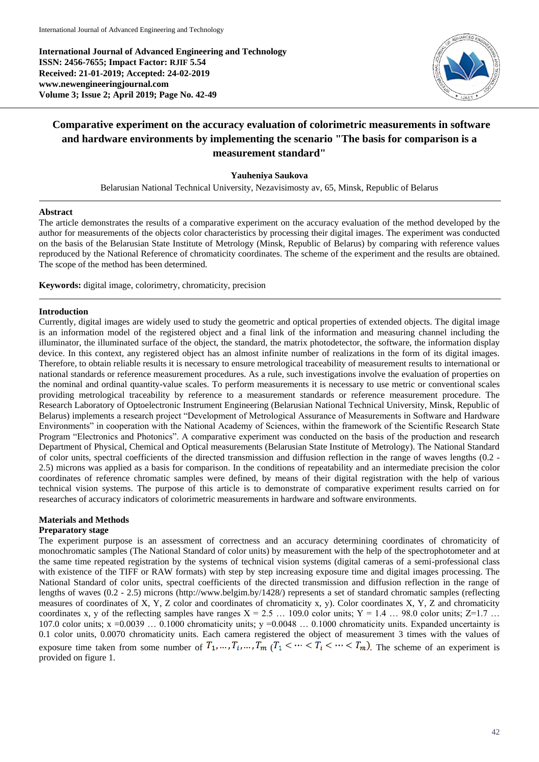**International Journal of Advanced Engineering and Technology**
**ISSN: 2456-7655; Impact Factor: RJIF 5.54**
**Received: 21-01-2019; Accepted: 24-02-2019**
**www.newengineeringjournal.com**
**Volume 3; Issue 2; April 2019; Page No. 42-49**

# Comparative experiment on the accuracy evaluation of colorimetric measurements in software and hardware environments by implementing the scenario "The basis for comparison is a measurement standard"

**Yauheniya Saukova**

Belarusian National Technical University, Nezavisimosty av, 65, Minsk, Republic of Belarus

## Abstract

The article demonstrates the results of a comparative experiment on the accuracy evaluation of the method developed by the author for measurements of the objects color characteristics by processing their digital images. The experiment was conducted on the basis of the Belarusian State Institute of Metrology (Minsk, Republic of Belarus) by comparing with reference values reproduced by the National Reference of chromaticity coordinates. The scheme of the experiment and the results are obtained. The scope of the method has been determined.

**Keywords:** digital image, colorimetry, chromaticity, precision

## Introduction

Currently, digital images are widely used to study the geometric and optical properties of extended objects. The digital image is an information model of the registered object and a final link of the information and measuring channel including the illuminator, the illuminated surface of the object, the standard, the matrix photodetector, the software, the information display device. In this context, any registered object has an almost infinite number of realizations in the form of its digital images. Therefore, to obtain reliable results it is necessary to ensure metrological traceability of measurement results to international or national standards or reference measurement procedures. As a rule, such investigations involve the evaluation of properties on the nominal and ordinal quantity-value scales. To perform measurements it is necessary to use metric or conventional scales providing metrological traceability by reference to a measurement standards or reference measurement procedure. The Research Laboratory of Optoelectronic Instrument Engineering (Belarusian National Technical University, Minsk, Republic of Belarus) implements a research project "Development of Metrological Assurance of Measurements in Software and Hardware Environments" in cooperation with the National Academy of Sciences, within the framework of the Scientific Research State Program "Electronics and Photonics". A comparative experiment was conducted on the basis of the production and research Department of Physical, Chemical and Optical measurements (Belarusian State Institute of Metrology). The National Standard of color units, spectral coefficients of the directed transmission and diffusion reflection in the range of waves lengths (0.2 - 2.5) microns was applied as a basis for comparison. In the conditions of repeatability and an intermediate precision the color coordinates of reference chromatic samples were defined, by means of their digital registration with the help of various technical vision systems. The purpose of this article is to demonstrate of comparative experiment results carried on for researches of accuracy indicators of colorimetric measurements in hardware and software environments.

## Materials and Methods

### Preparatory stage

The experiment purpose is an assessment of correctness and an accuracy determining coordinates of chromaticity of monochromatic samples (The National Standard of color units) by measurement with the help of the spectrophotometer and at the same time repeated registration by the systems of technical vision systems (digital cameras of a semi-professional class with existence of the TIFF or RAW formats) with step by step increasing exposure time and digital images processing. The National Standard of color units, spectral coefficients of the directed transmission and diffusion reflection in the range of lengths of waves (0.2 - 2.5) microns (http://www.belgim.by/1428/) represents a set of standard chromatic samples (reflecting measures of coordinates of X, Y, Z color and coordinates of chromaticity x, y). Color coordinates X, Y, Z and chromaticity coordinates x, y of the reflecting samples have ranges X = 2.5 … 109.0 color units; Y = 1.4 … 98.0 color units; Z=1.7 … 107.0 color units; x =0.0039 … 0.1000 chromaticity units; y =0.0048 … 0.1000 chromaticity units. Expanded uncertainty is 0.1 color units, 0.0070 chromaticity units. Each camera registered the object of measurement 3 times with the values of exposure time taken from some number of $T_1, \ldots, T_i, \ldots, T_m$ ($T_1 < \cdots < T_i < \cdots < T_m$). The scheme of an experiment is provided on figure 1.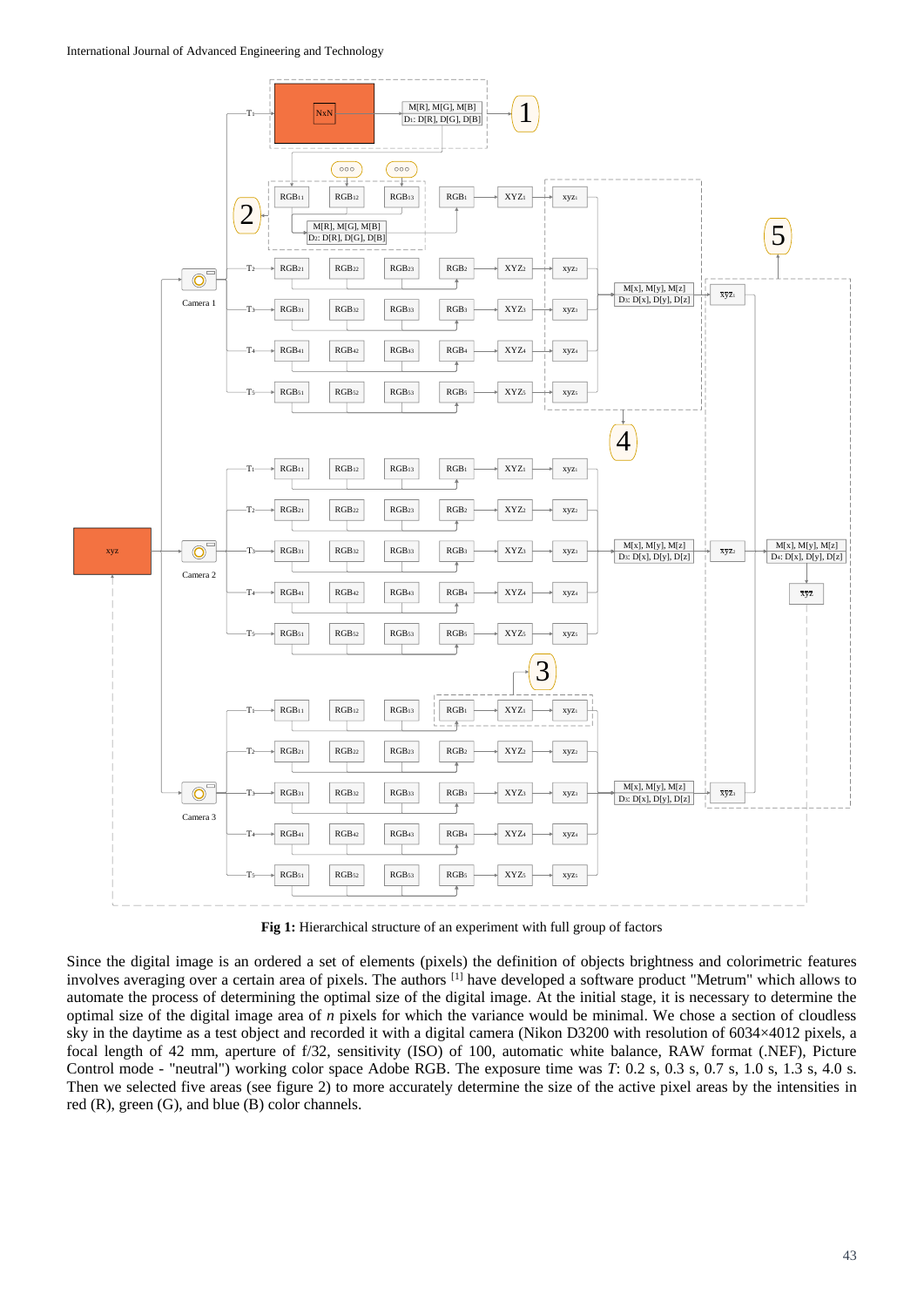**Fig 1:** Hierarchical structure of an experiment with full group of factors

Since the digital image is an ordered a set of elements (pixels) the definition of objects brightness and colorimetric features involves averaging over a certain area of pixels. The authors [1] have developed a software product "Metrum" which allows to automate the process of determining the optimal size of the digital image. At the initial stage, it is necessary to determine the optimal size of the digital image area of *n* pixels for which the variance would be minimal. We chose a section of cloudless sky in the daytime as a test object and recorded it with a digital camera (Nikon D3200 with resolution of 6034×4012 pixels, a focal length of 42 mm, aperture of f/32, sensitivity (ISO) of 100, automatic white balance, RAW format (.NEF), Picture Control mode - "neutral") working color space Adobe RGB. The exposure time was *T*: 0.2 s, 0.3 s, 0.7 s, 1.0 s, 1.3 s, 4.0 s. Then we selected five areas (see figure 2) to more accurately determine the size of the active pixel areas by the intensities in red (R), green (G), and blue (B) color channels.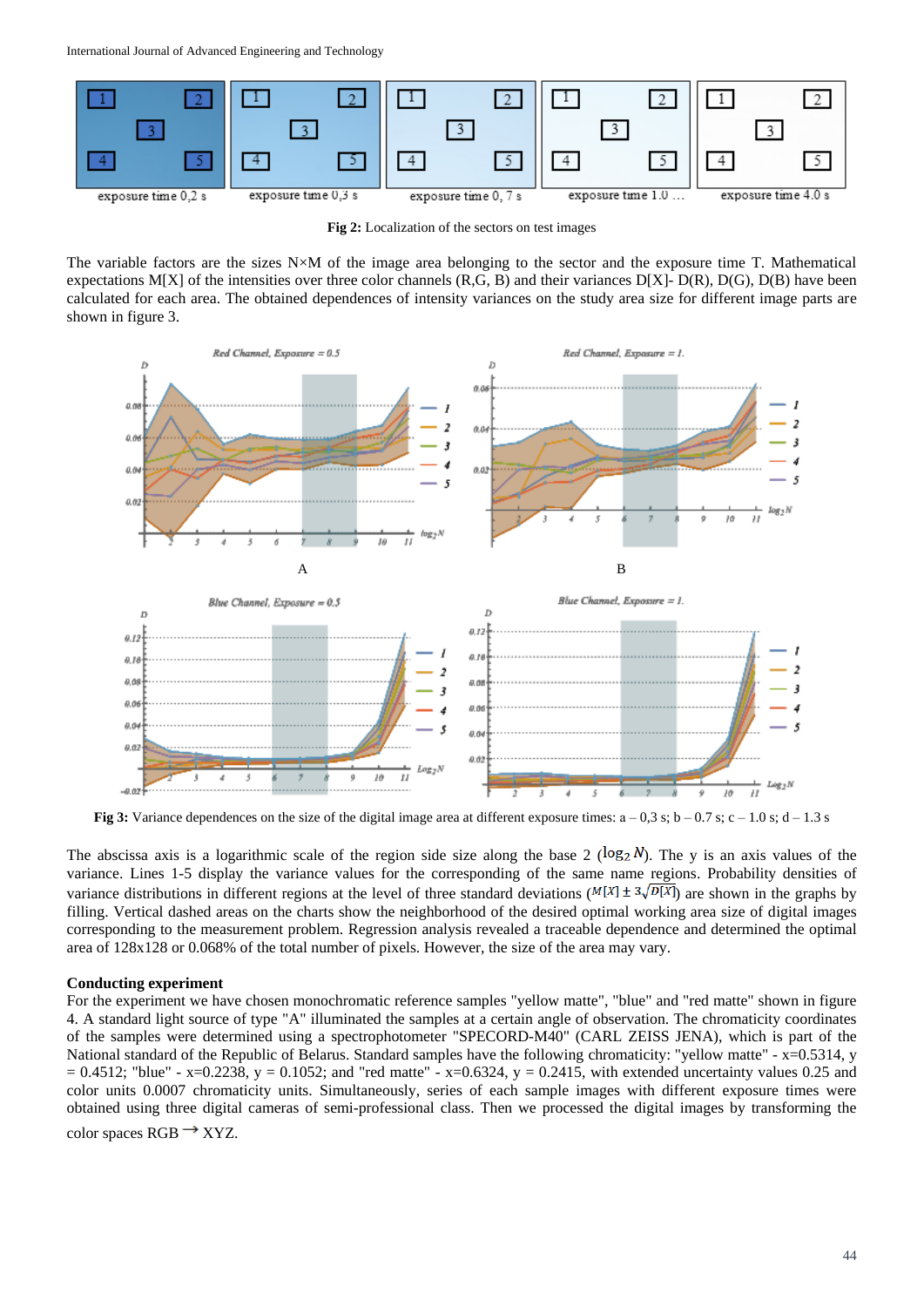**Fig 2:** Localization of the sectors on test images

The variable factors are the sizes N×M of the image area belonging to the sector and the exposure time T. Mathematical expectations M[X] of the intensities over three color channels (R,G, B) and their variances D[X]- D(R), D(G), D(B) have been calculated for each area. The obtained dependences of intensity variances on the study area size for different image parts are shown in figure 3.

**Fig 3:** Variance dependences on the size of the digital image area at different exposure times: a – 0,3 s; b – 0.7 s; c – 1.0 s; d – 1.3 s

The abscissa axis is a logarithmic scale of the region side size along the base 2 ($\log_2 N$). The y is an axis values of the variance. Lines 1-5 display the variance values for the corresponding of the same name regions. Probability densities of variance distributions in different regions at the level of three standard deviations ($M[X] \pm 3\sqrt{D[X]}$) are shown in the graphs by filling. Vertical dashed areas on the charts show the neighborhood of the desired optimal working area size of digital images corresponding to the measurement problem. Regression analysis revealed a traceable dependence and determined the optimal area of 128x128 or 0.068% of the total number of pixels. However, the size of the area may vary.

**Conducting experiment**

For the experiment we have chosen monochromatic reference samples "yellow matte", "blue" and "red matte" shown in figure 4. A standard light source of type "A" illuminated the samples at a certain angle of observation. The chromaticity coordinates of the samples were determined using a spectrophotometer "SPECORD-M40" (CARL ZEISS JENA), which is part of the National standard of the Republic of Belarus. Standard samples have the following chromaticity: "yellow matte" - x=0.5314, y = 0.4512; "blue" - x=0.2238, y = 0.1052; and "red matte" - x=0.6324, y = 0.2415, with extended uncertainty values 0.25 and color units 0.0007 chromaticity units. Simultaneously, series of each sample images with different exposure times were obtained using three digital cameras of semi-professional class. Then we processed the digital images by transforming the color spaces RGB → XYZ.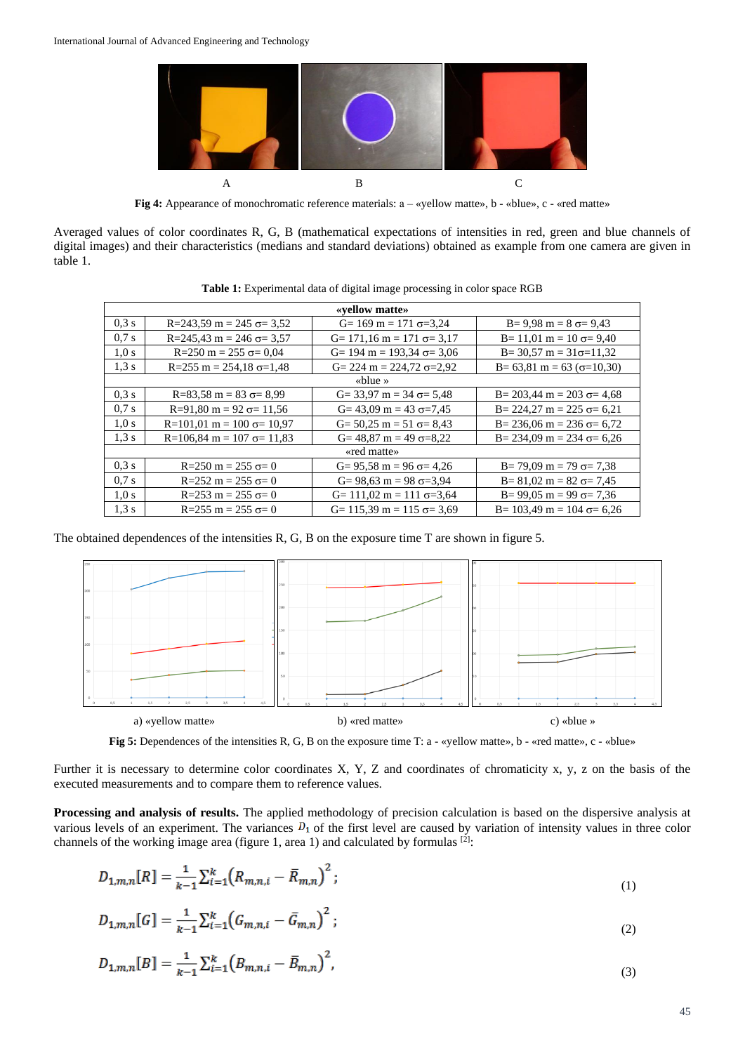A B C

**Fig 4:** Appearance of monochromatic reference materials: a – «yellow matte», b - «blue», c - «red matte»

Averaged values of color coordinates R, G, B (mathematical expectations of intensities in red, green and blue channels of digital images) and their characteristics (medians and standard deviations) obtained as example from one camera are given in table 1.

**Table 1:** Experimental data of digital image processing in color space RGB

| «yellow matte» | | | |
|---|---|---|---|
| 0,3 s | R=243,59 m = 245 σ= 3,52 | G= 169 m = 171 σ=3,24 | B= 9,98 m = 8 σ= 9,43 |
| 0,7 s | R=245,43 m = 246 σ= 3,57 | G= 171,16 m = 171 σ= 3,17 | B= 11,01 m = 10 σ= 9,40 |
| 1,0 s | R=250 m = 255 σ= 0,04 | G= 194 m = 193,34 σ= 3,06 | B= 30,57 m = 31σ=11,32 |
| 1,3 s | R=255 m = 254,18 σ=1,48 | G= 224 m = 224,72 σ=2,92 | B= 63,81 m = 63 (σ=10,30) |
| «blue » | | | |
| 0,3 s | R=83,58 m = 83 σ= 8,99 | G= 33,97 m = 34 σ= 5,48 | B= 203,44 m = 203 σ= 4,68 |
| 0,7 s | R=91,80 m = 92 σ= 11,56 | G= 43,09 m = 43 σ=7,45 | B= 224,27 m = 225 σ= 6,21 |
| 1,0 s | R=101,01 m = 100 σ= 10,97 | G= 50,25 m = 51 σ= 8,43 | B= 236,06 m = 236 σ= 6,72 |
| 1,3 s | R=106,84 m = 107 σ= 11,83 | G= 48,87 m = 49 σ=8,22 | B= 234,09 m = 234 σ= 6,26 |
| «red matte» | | | |
| 0,3 s | R=250 m = 255 σ= 0 | G= 95,58 m = 96 σ= 4,26 | B= 79,09 m = 79 σ= 7,38 |
| 0,7 s | R=252 m = 255 σ= 0 | G= 98,63 m = 98 σ=3,94 | B= 81,02 m = 82 σ= 7,45 |
| 1,0 s | R=253 m = 255 σ= 0 | G= 111,02 m = 111 σ=3,64 | B= 99,05 m = 99 σ= 7,36 |
| 1,3 s | R=255 m = 255 σ= 0 | G= 115,39 m = 115 σ= 3,69 | B= 103,49 m = 104 σ= 6,26 |

The obtained dependences of the intensities R, G, B on the exposure time T are shown in figure 5.

a) «yellow matte» b) «red matte» c) «blue »

**Fig 5:** Dependences of the intensities R, G, B on the exposure time T: a - «yellow matte», b - «red matte», c - «blue»

Further it is necessary to determine color coordinates X, Y, Z and coordinates of chromaticity x, y, z on the basis of the executed measurements and to compare them to reference values.

**Processing and analysis of results.** The applied methodology of precision calculation is based on the dispersive analysis at various levels of an experiment. The variances $D_1$ of the first level are caused by variation of intensity values in three color channels of the working image area (figure 1, area 1) and calculated by formulas [2]:

$$D_{1,m,n}[R] = \frac{1}{k-1}\sum_{i=1}^{k}\left(R_{m,n,i} - \bar{R}_{m,n}\right)^2; \tag{1}$$

$$D_{1,m,n}[G] = \frac{1}{k-1}\sum_{i=1}^{k}\left(G_{m,n,i} - \bar{G}_{m,n}\right)^2; \tag{2}$$

$$D_{1,m,n}[B] = \frac{1}{k-1}\sum_{i=1}^{k}\left(B_{m,n,i} - \bar{B}_{m,n}\right)^2, \tag{3}$$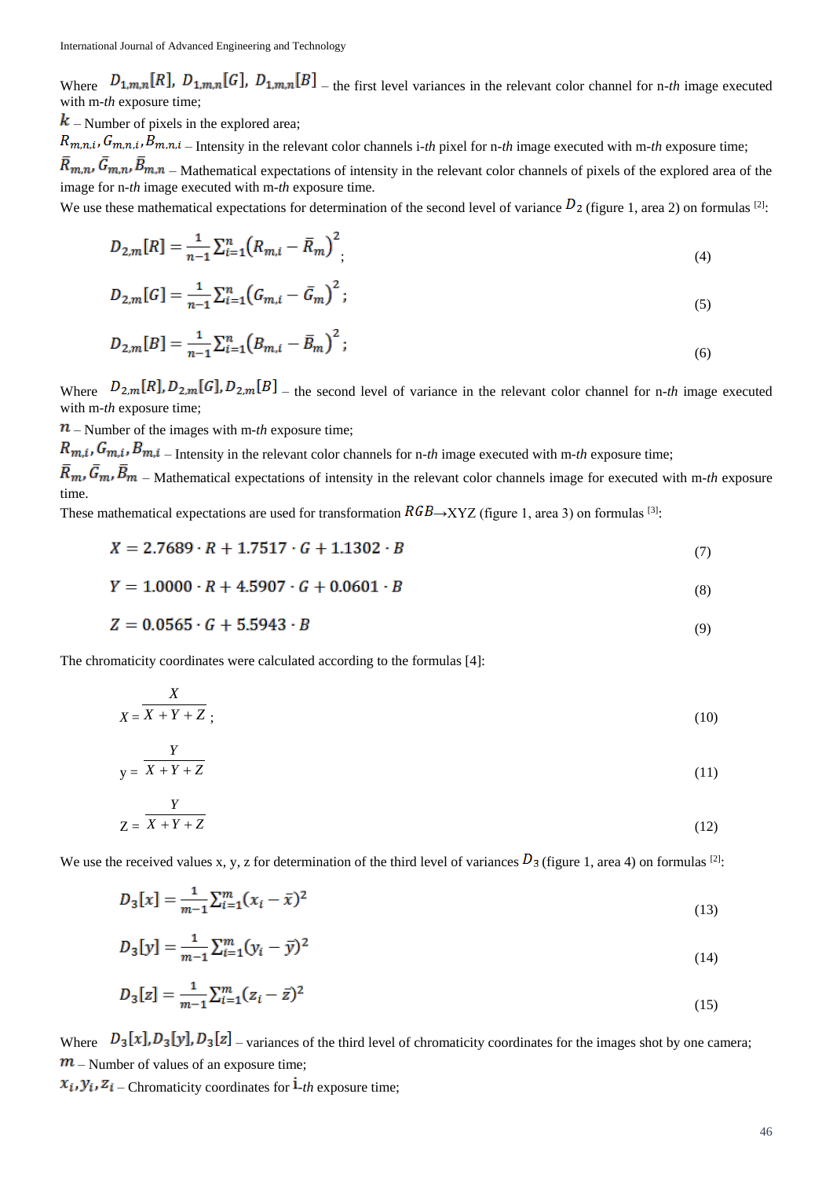Where $D_{1,m,n}[R]$, $D_{1,m,n}[G]$, $D_{1,m,n}[B]$ – the first level variances in the relevant color channel for n-*th* image executed with m-*th* exposure time;

$k$ – Number of pixels in the explored area;

$R_{m,n,i}, G_{m,n,i}, B_{m,n,i}$ – Intensity in the relevant color channels i-*th* pixel for n-*th* image executed with m-*th* exposure time;

$\bar{R}_{m,n}, \bar{G}_{m,n}, \bar{B}_{m,n}$ – Mathematical expectations of intensity in the relevant color channels of pixels of the explored area of the image for n-*th* image executed with m-*th* exposure time.

We use these mathematical expectations for determination of the second level of variance $D_2$ (figure 1, area 2) on formulas [2]:

$$D_{2,m}[R] = \frac{1}{n-1}\sum_{i=1}^{n}\left(R_{m,i} - \bar{R}_m\right)^2; \tag{4}$$

$$D_{2,m}[G] = \frac{1}{n-1}\sum_{i=1}^{n}\left(G_{m,i} - \bar{G}_m\right)^2; \tag{5}$$

$$D_{2,m}[B] = \frac{1}{n-1}\sum_{i=1}^{n}\left(B_{m,i} - \bar{B}_m\right)^2; \tag{6}$$

Where $D_{2,m}[R], D_{2,m}[G], D_{2,m}[B]$ – the second level of variance in the relevant color channel for n-*th* image executed with m-*th* exposure time;

$n$ – Number of the images with m-*th* exposure time;

$R_{m,i}, G_{m,i}, B_{m,i}$ – Intensity in the relevant color channels for n-*th* image executed with m-*th* exposure time;

$\bar{R}_m, \bar{G}_m, \bar{B}_m$ – Mathematical expectations of intensity in the relevant color channels image for executed with m-*th* exposure time.

These mathematical expectations are used for transformation $RGB$→XYZ (figure 1, area 3) on formulas [3]:

$$X = 2.7689 \cdot R + 1.7517 \cdot G + 1.1302 \cdot B \tag{7}$$

$$Y = 1.0000 \cdot R + 4.5907 \cdot G + 0.0601 \cdot B \tag{8}$$

$$Z = 0.0565 \cdot G + 5.5943 \cdot B \tag{9}$$

The chromaticity coordinates were calculated according to the formulas [4]:

$$X = \frac{X}{X + Y + Z}; \tag{10}$$

$$y = \frac{Y}{X + Y + Z} \tag{11}$$

$$Z = \frac{Y}{X + Y + Z} \tag{12}$$

We use the received values x, y, z for determination of the third level of variances $D_3$ (figure 1, area 4) on formulas [2]:

$$D_3[x] = \frac{1}{m-1}\sum_{i=1}^{m}(x_i - \bar{x})^2 \tag{13}$$

$$D_3[y] = \frac{1}{m-1}\sum_{i=1}^{m}(y_i - \bar{y})^2 \tag{14}$$

$$D_3[z] = \frac{1}{m-1}\sum_{i=1}^{m}(z_i - \bar{z})^2 \tag{15}$$

Where $D_3[x], D_3[y], D_3[z]$ – variances of the third level of chromaticity coordinates for the images shot by one camera;

$m$ – Number of values of an exposure time;

$x_i, y_i, z_i$ – Chromaticity coordinates for $i$-*th* exposure time;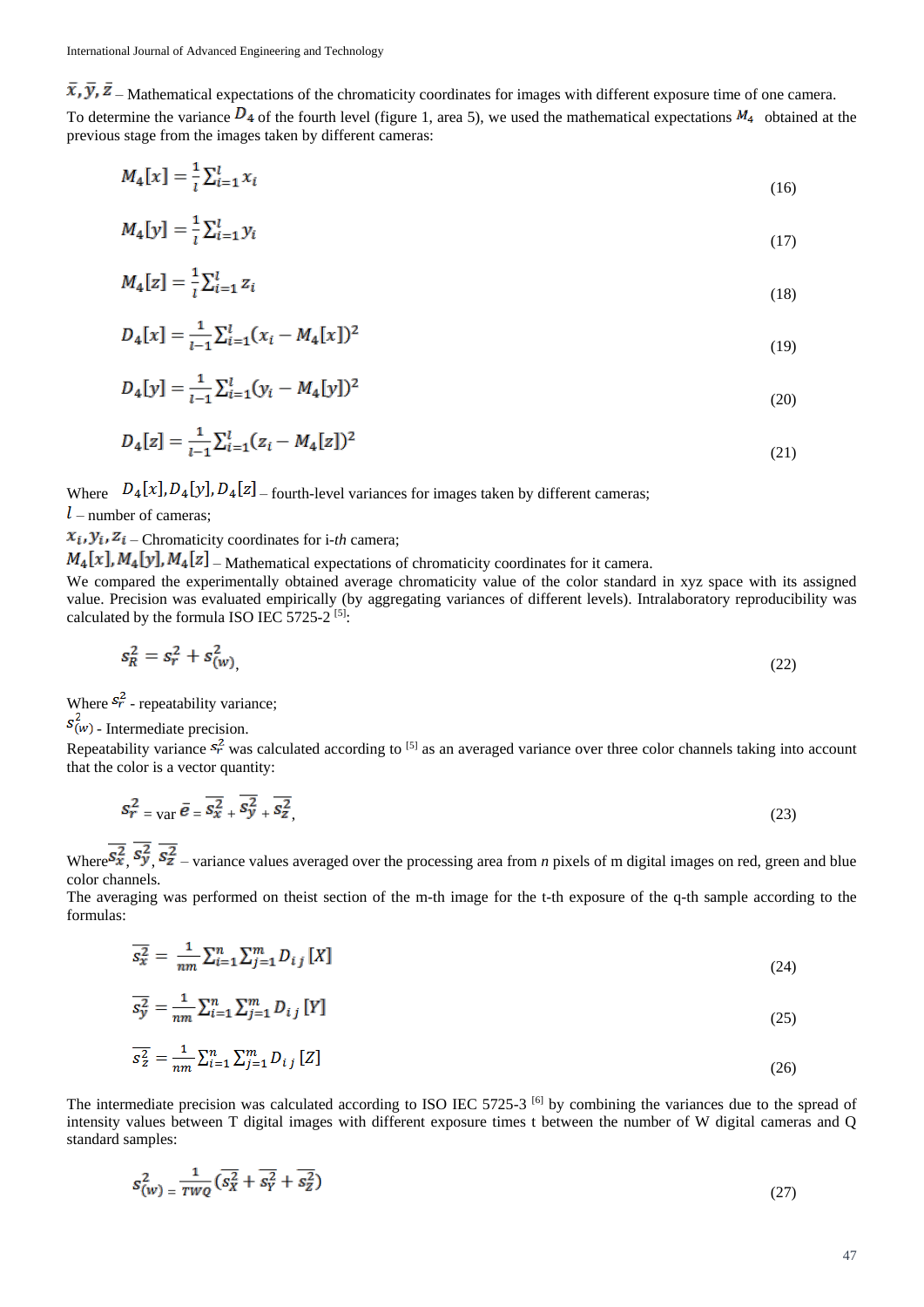$\bar{x}, \bar{y}, \bar{z}$ – Mathematical expectations of the chromaticity coordinates for images with different exposure time of one camera.

To determine the variance $D_4$ of the fourth level (figure 1, area 5), we used the mathematical expectations $M_4$ obtained at the previous stage from the images taken by different cameras:

$$M_4[x] = \frac{1}{l}\sum_{i=1}^{l} x_i \tag{16}$$

$$M_4[y] = \frac{1}{l}\sum_{i=1}^{l} y_i \tag{17}$$

$$M_4[z] = \frac{1}{l}\sum_{i=1}^{l} z_i \tag{18}$$

$$D_4[x] = \frac{1}{l-1}\sum_{i=1}^{l}(x_i - M_4[x])^2 \tag{19}$$

$$D_4[y] = \frac{1}{l-1}\sum_{i=1}^{l}(y_i - M_4[y])^2 \tag{20}$$

$$D_4[z] = \frac{1}{l-1}\sum_{i=1}^{l}(z_i - M_4[z])^2 \tag{21}$$

Where $D_4[x], D_4[y], D_4[z]$ – fourth-level variances for images taken by different cameras;

$l$ – number of cameras;

$x_i, y_i, z_i$ – Chromaticity coordinates for i-*th* camera;

$M_4[x], M_4[y], M_4[z]$ – Mathematical expectations of chromaticity coordinates for it camera.

We compared the experimentally obtained average chromaticity value of the color standard in xyz space with its assigned value. Precision was evaluated empirically (by aggregating variances of different levels). Intralaboratory reproducibility was calculated by the formula ISO IEC 5725-2 [5]:

$$s_R^2 = s_r^2 + s_{(w)}^2, \tag{22}$$

Where $s_r^2$ - repeatability variance;

$s_{(w)}^2$ - Intermediate precision.

Repeatability variance $s_r^2$ was calculated according to [5] as an averaged variance over three color channels taking into account that the color is a vector quantity:

$$s_r^2 = \text{var}\,\bar{e} = \overline{s_x^2} + \overline{s_y^2} + \overline{s_z^2}, \tag{23}$$

Where $\overline{s_x^2}$, $\overline{s_y^2}$, $\overline{s_z^2}$ – variance values averaged over the processing area from *n* pixels of m digital images on red, green and blue color channels.

The averaging was performed on theist section of the m-th image for the t-th exposure of the q-th sample according to the formulas:

$$\overline{s_x^2} = \frac{1}{nm}\sum_{i=1}^{n}\sum_{j=1}^{m} D_{ij}[X] \tag{24}$$

$$\overline{s_y^2} = \frac{1}{nm}\sum_{i=1}^{n}\sum_{j=1}^{m} D_{ij}[Y] \tag{25}$$

$$\overline{s_z^2} = \frac{1}{nm}\sum_{i=1}^{n}\sum_{j=1}^{m} D_{ij}[Z] \tag{26}$$

The intermediate precision was calculated according to ISO IEC 5725-3 [6] by combining the variances due to the spread of intensity values between T digital images with different exposure times t between the number of W digital cameras and Q standard samples:

$$s_{(w)}^2 = \frac{1}{TWQ}\left(\overline{s_X^2} + \overline{s_Y^2} + \overline{s_Z^2}\right) \tag{27}$$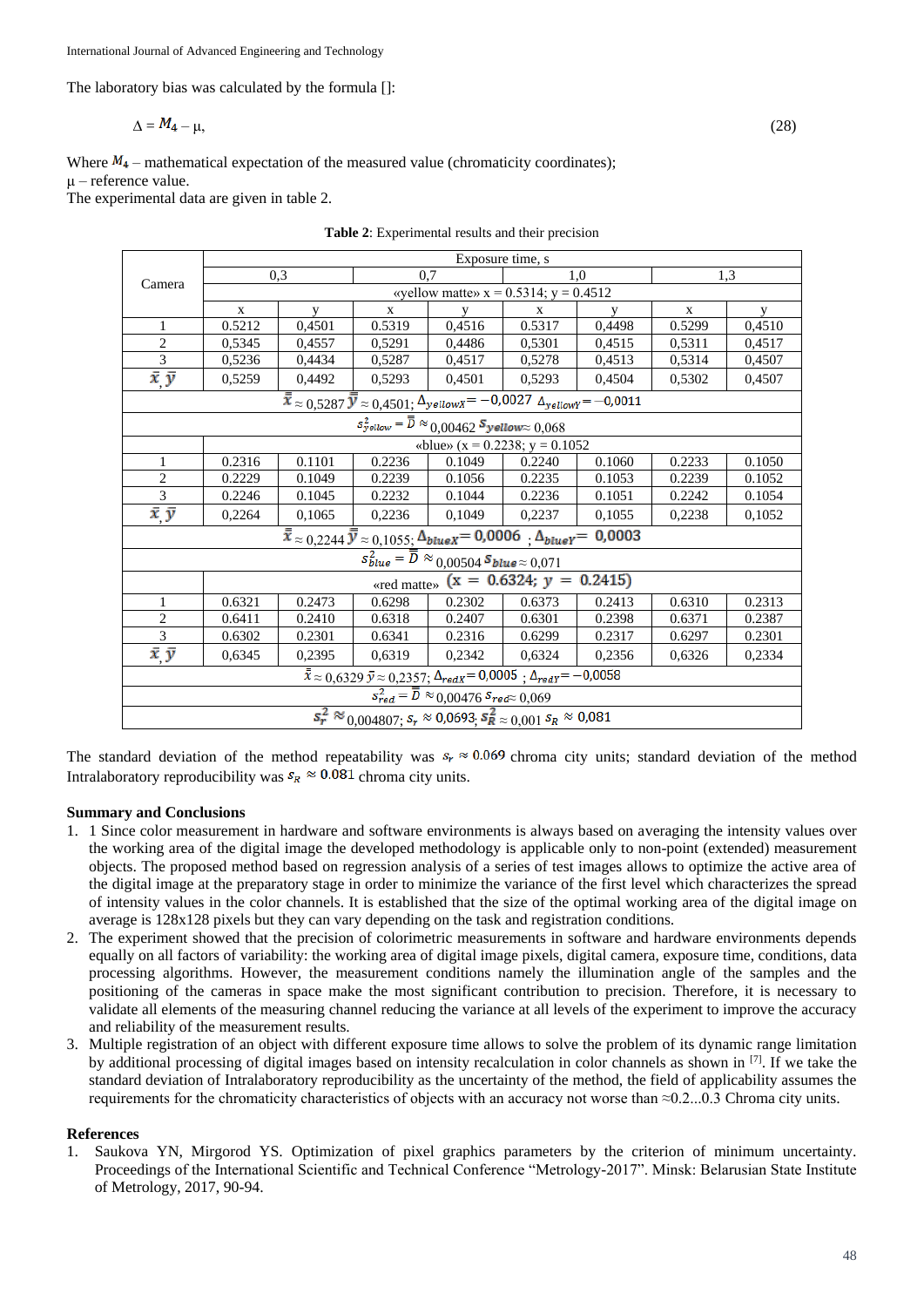The laboratory bias was calculated by the formula []:

$$\Delta = M_4 - \mu, \quad (28)$$

Where $M_4$ – mathematical expectation of the measured value (chromaticity coordinates);
μ – reference value.
The experimental data are given in table 2.

**Table 2**: Experimental results and their precision

| Camera | Exposure time, s | | | | | | | |
|---|---|---|---|---|---|---|---|---|
| | 0,3 | | 0,7 | | 1,0 | | 1,3 | |
| | «yellow matte» x = 0.5314; y = 0.4512 | | | | | | | |
| | x | y | x | y | x | y | x | y |
| 1 | 0.5212 | 0,4501 | 0.5319 | 0,4516 | 0.5317 | 0,4498 | 0.5299 | 0,4510 |
| 2 | 0,5345 | 0,4557 | 0,5291 | 0,4486 | 0,5301 | 0,4515 | 0,5311 | 0,4517 |
| 3 | 0,5236 | 0,4434 | 0,5287 | 0,4517 | 0,5278 | 0,4513 | 0,5314 | 0,4507 |
| $\bar{x}, \bar{y}$ | 0,5259 | 0,4492 | 0,5293 | 0,4501 | 0,5293 | 0,4504 | 0,5302 | 0,4507 |
| $\bar{\bar{x}} \approx 0{,}5287$ $\bar{\bar{y}} \approx 0{,}4501$; $\Delta_{yellowX} = -0{,}0027$ $\Delta_{yellowY} = -0{,}0011$ | | | | | | | | |
| $s^2_{yellow} = \bar{\bar{D}} \approx 0{,}00462$ $s_{yellow} \approx 0{,}068$ | | | | | | | | |
| | «blue» (x = 0.2238; y = 0.1052 | | | | | | | |
| 1 | 0.2316 | 0.1101 | 0.2236 | 0.1049 | 0.2240 | 0.1060 | 0.2233 | 0.1050 |
| 2 | 0.2229 | 0.1049 | 0.2239 | 0.1056 | 0.2235 | 0.1053 | 0.2239 | 0.1052 |
| 3 | 0.2246 | 0.1045 | 0.2232 | 0.1044 | 0.2236 | 0.1051 | 0.2242 | 0.1054 |
| $\bar{x}, \bar{y}$ | 0,2264 | 0,1065 | 0,2236 | 0,1049 | 0,2237 | 0,1055 | 0,2238 | 0,1052 |
| $\bar{\bar{x}} \approx 0{,}2244$ $\bar{\bar{y}} \approx 0{,}1055$; $\Delta_{blueX} = 0{,}0006$ ; $\Delta_{blueY} = 0{,}0003$ | | | | | | | | |
| $s^2_{blue} = \bar{\bar{D}} \approx 0{,}00504$ $s_{blue} \approx 0{,}071$ | | | | | | | | |
| | «red matte» $(x = 0.6324;\ y = 0.2415)$ | | | | | | | |
| 1 | 0.6321 | 0.2473 | 0.6298 | 0.2302 | 0.6373 | 0.2413 | 0.6310 | 0.2313 |
| 2 | 0.6411 | 0.2410 | 0.6318 | 0.2407 | 0.6301 | 0.2398 | 0.6371 | 0.2387 |
| 3 | 0.6302 | 0.2301 | 0.6341 | 0.2316 | 0.6299 | 0.2317 | 0.6297 | 0.2301 |
| $\bar{x}, \bar{y}$ | 0,6345 | 0,2395 | 0,6319 | 0,2342 | 0,6324 | 0,2356 | 0,6326 | 0,2334 |
| $\bar{\bar{x}} \approx 0{,}6329$ $\bar{\bar{y}} \approx 0{,}2357$; $\Delta_{redX} = 0{,}0005$ ; $\Delta_{redY} = -0{,}0058$ | | | | | | | | |
| $s^2_{red} = \bar{\bar{D}} \approx 0{,}00476$ $s_{red} \approx 0{,}069$ | | | | | | | | |
| $s^2_r \approx 0{,}004807$; $s_r \approx 0{,}0693$, $s^2_R \approx 0{,}001$ $s_R \approx 0{,}081$ | | | | | | | | |

The standard deviation of the method repeatability was $s_r \approx 0.069$ chroma city units; standard deviation of the method Intralaboratory reproducibility was $s_R \approx 0.081$ chroma city units.

## Summary and Conclusions

1. 1 Since color measurement in hardware and software environments is always based on averaging the intensity values over the working area of the digital image the developed methodology is applicable only to non-point (extended) measurement objects. The proposed method based on regression analysis of a series of test images allows to optimize the active area of the digital image at the preparatory stage in order to minimize the variance of the first level which characterizes the spread of intensity values in the color channels. It is established that the size of the optimal working area of the digital image on average is 128x128 pixels but they can vary depending on the task and registration conditions.
2. The experiment showed that the precision of colorimetric measurements in software and hardware environments depends equally on all factors of variability: the working area of digital image pixels, digital camera, exposure time, conditions, data processing algorithms. However, the measurement conditions namely the illumination angle of the samples and the positioning of the cameras in space make the most significant contribution to precision. Therefore, it is necessary to validate all elements of the measuring channel reducing the variance at all levels of the experiment to improve the accuracy and reliability of the measurement results.
3. Multiple registration of an object with different exposure time allows to solve the problem of its dynamic range limitation by additional processing of digital images based on intensity recalculation in color channels as shown in [7]. If we take the standard deviation of Intralaboratory reproducibility as the uncertainty of the method, the field of applicability assumes the requirements for the chromaticity characteristics of objects with an accuracy not worse than ≈0.2...0.3 Chroma city units.

## References

1. Saukova YN, Mirgorod YS. Optimization of pixel graphics parameters by the criterion of minimum uncertainty. Proceedings of the International Scientific and Technical Conference "Metrology-2017". Minsk: Belarusian State Institute of Metrology, 2017, 90-94.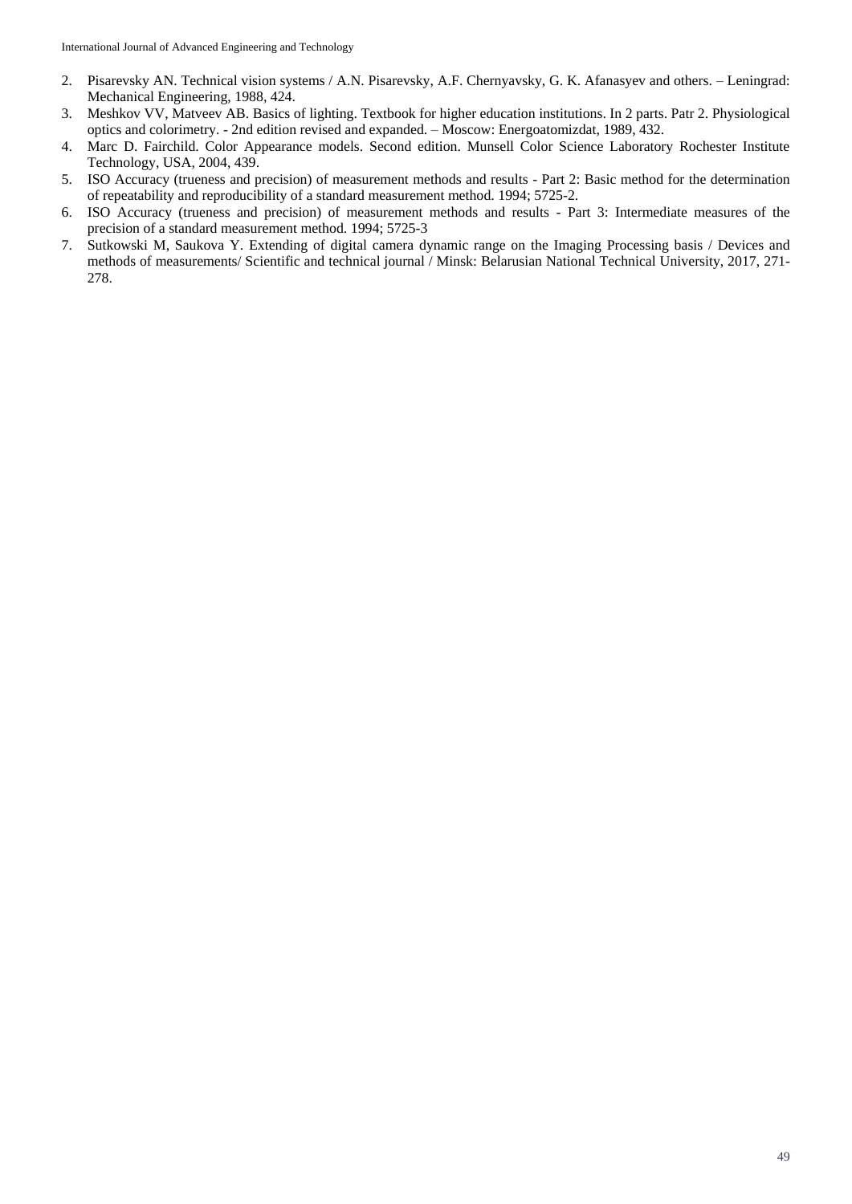2. Pisarevsky AN. Technical vision systems / A.N. Pisarevsky, A.F. Chernyavsky, G. K. Afanasyev and others. – Leningrad: Mechanical Engineering, 1988, 424.
3. Meshkov VV, Matveev AB. Basics of lighting. Textbook for higher education institutions. In 2 parts. Patr 2. Physiological optics and colorimetry. - 2nd edition revised and expanded. – Moscow: Energoatomizdat, 1989, 432.
4. Marc D. Fairchild. Color Appearance models. Second edition. Munsell Color Science Laboratory Rochester Institute Technology, USA, 2004, 439.
5. ISO Accuracy (trueness and precision) of measurement methods and results - Part 2: Basic method for the determination of repeatability and reproducibility of a standard measurement method. 1994; 5725-2.
6. ISO Accuracy (trueness and precision) of measurement methods and results - Part 3: Intermediate measures of the precision of a standard measurement method. 1994; 5725-3
7. Sutkowski M, Saukova Y. Extending of digital camera dynamic range on the Imaging Processing basis / Devices and methods of measurements/ Scientific and technical journal / Minsk: Belarusian National Technical University, 2017, 271-278.